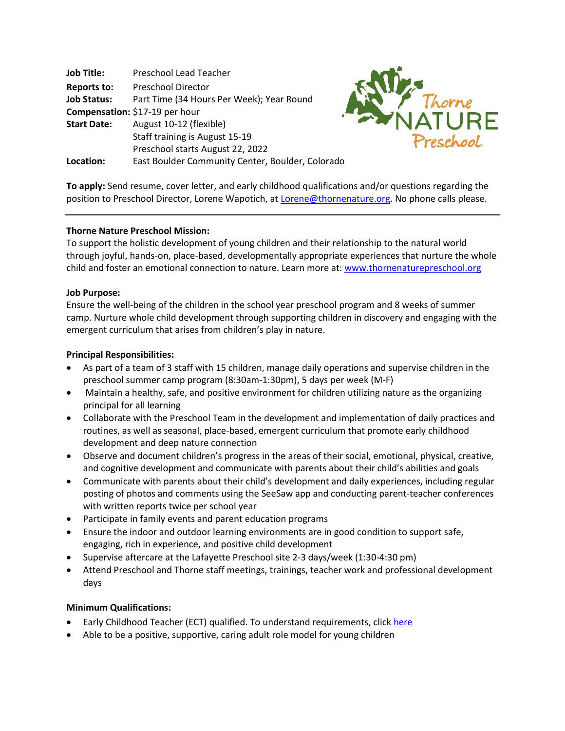**Job Title:** Preschool Lead Teacher
**Reports to:** Preschool Director
**Job Status:** Part Time (34 Hours Per Week); Year Round
**Compensation:** $17-19 per hour
**Start Date:** August 10-12 (flexible)
Staff training is August 15-19
Preschool starts August 22, 2022
**Location:** East Boulder Community Center, Boulder, Colorado

Thorne NATURE Preschool

**To apply:** Send resume, cover letter, and early childhood qualifications and/or questions regarding the position to Preschool Director, Lorene Wapotich, at [Lorene@thornenature.org](mailto:Lorene@thornenature.org). No phone calls please.

---

**Thorne Nature Preschool Mission:**
To support the holistic development of young children and their relationship to the natural world through joyful, hands-on, place-based, developmentally appropriate experiences that nurture the whole child and foster an emotional connection to nature. Learn more at: [www.thornenaturepreschool.org](www.thornenaturepreschool.org)

**Job Purpose:**
Ensure the well-being of the children in the school year preschool program and 8 weeks of summer camp. Nurture whole child development through supporting children in discovery and engaging with the emergent curriculum that arises from children's play in nature.

**Principal Responsibilities:**

- As part of a team of 3 staff with 15 children, manage daily operations and supervise children in the preschool summer camp program (8:30am-1:30pm), 5 days per week (M-F)
- Maintain a healthy, safe, and positive environment for children utilizing nature as the organizing principal for all learning
- Collaborate with the Preschool Team in the development and implementation of daily practices and routines, as well as seasonal, place-based, emergent curriculum that promote early childhood development and deep nature connection
- Observe and document children's progress in the areas of their social, emotional, physical, creative, and cognitive development and communicate with parents about their child's abilities and goals
- Communicate with parents about their child's development and daily experiences, including regular posting of photos and comments using the SeeSaw app and conducting parent-teacher conferences with written reports twice per school year
- Participate in family events and parent education programs
- Ensure the indoor and outdoor learning environments are in good condition to support safe, engaging, rich in experience, and positive child development
- Supervise aftercare at the Lafayette Preschool site 2-3 days/week (1:30-4:30 pm)
- Attend Preschool and Thorne staff meetings, trainings, teacher work and professional development days

**Minimum Qualifications:**

- Early Childhood Teacher (ECT) qualified. To understand requirements, click here
- Able to be a positive, supportive, caring adult role model for young children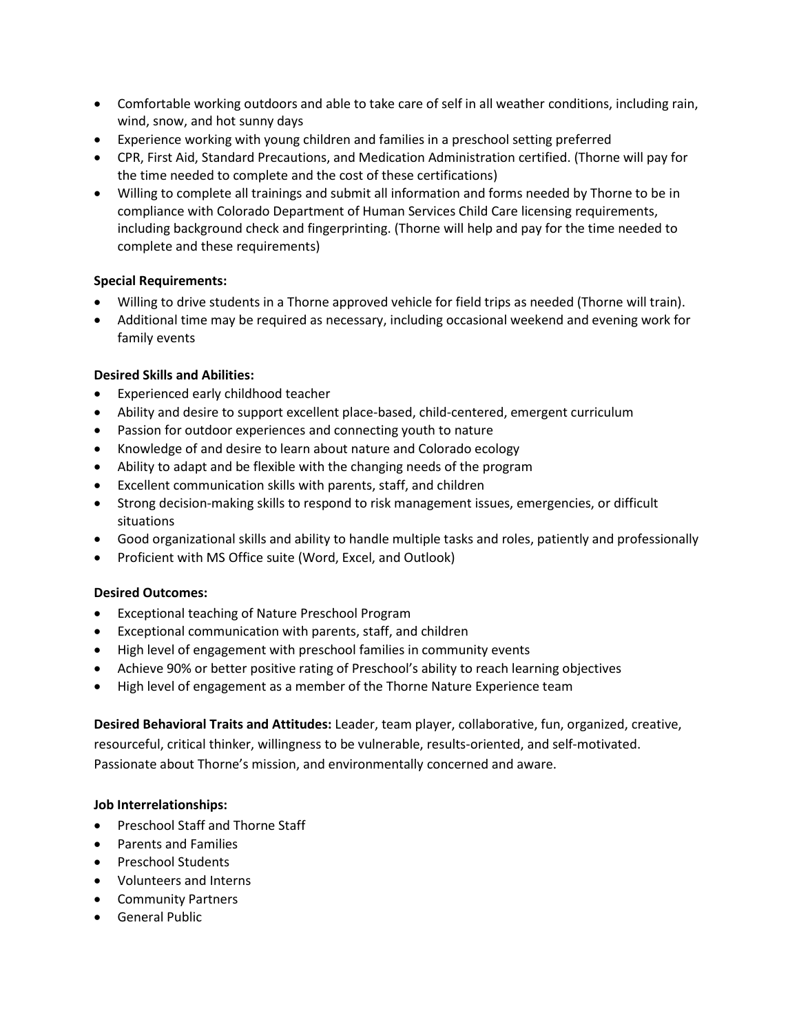- Comfortable working outdoors and able to take care of self in all weather conditions, including rain, wind, snow, and hot sunny days
- Experience working with young children and families in a preschool setting preferred
- CPR, First Aid, Standard Precautions, and Medication Administration certified. (Thorne will pay for the time needed to complete and the cost of these certifications)
- Willing to complete all trainings and submit all information and forms needed by Thorne to be in compliance with Colorado Department of Human Services Child Care licensing requirements, including background check and fingerprinting. (Thorne will help and pay for the time needed to complete and these requirements)

**Special Requirements:**

- Willing to drive students in a Thorne approved vehicle for field trips as needed (Thorne will train).
- Additional time may be required as necessary, including occasional weekend and evening work for family events

**Desired Skills and Abilities:**

- Experienced early childhood teacher
- Ability and desire to support excellent place-based, child-centered, emergent curriculum
- Passion for outdoor experiences and connecting youth to nature
- Knowledge of and desire to learn about nature and Colorado ecology
- Ability to adapt and be flexible with the changing needs of the program
- Excellent communication skills with parents, staff, and children
- Strong decision-making skills to respond to risk management issues, emergencies, or difficult situations
- Good organizational skills and ability to handle multiple tasks and roles, patiently and professionally
- Proficient with MS Office suite (Word, Excel, and Outlook)

**Desired Outcomes:**

- Exceptional teaching of Nature Preschool Program
- Exceptional communication with parents, staff, and children
- High level of engagement with preschool families in community events
- Achieve 90% or better positive rating of Preschool's ability to reach learning objectives
- High level of engagement as a member of the Thorne Nature Experience team

**Desired Behavioral Traits and Attitudes:** Leader, team player, collaborative, fun, organized, creative, resourceful, critical thinker, willingness to be vulnerable, results-oriented, and self-motivated. Passionate about Thorne's mission, and environmentally concerned and aware.

**Job Interrelationships:**

- Preschool Staff and Thorne Staff
- Parents and Families
- Preschool Students
- Volunteers and Interns
- Community Partners
- General Public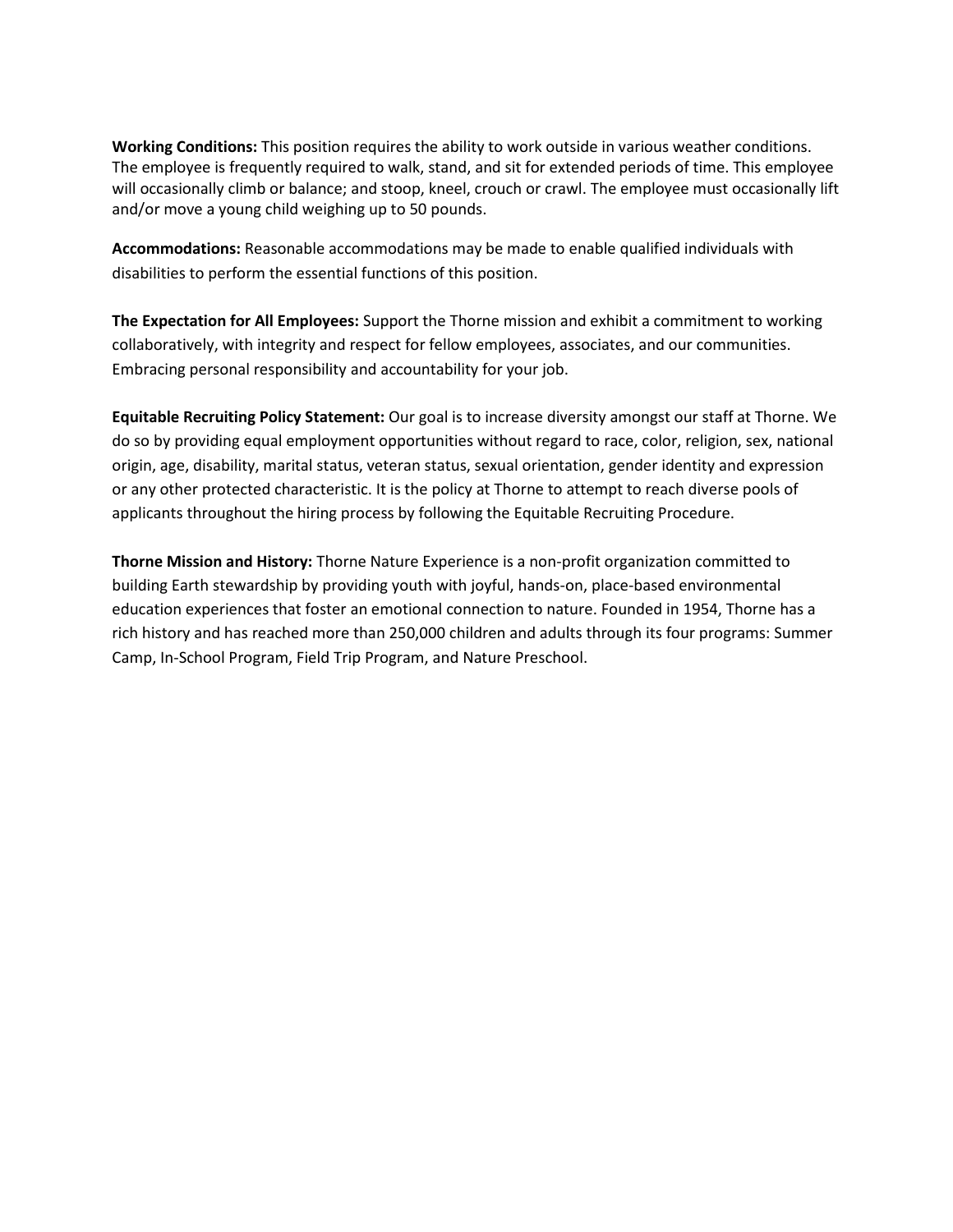**Working Conditions:** This position requires the ability to work outside in various weather conditions. The employee is frequently required to walk, stand, and sit for extended periods of time. This employee will occasionally climb or balance; and stoop, kneel, crouch or crawl. The employee must occasionally lift and/or move a young child weighing up to 50 pounds.

**Accommodations:** Reasonable accommodations may be made to enable qualified individuals with disabilities to perform the essential functions of this position.

**The Expectation for All Employees:** Support the Thorne mission and exhibit a commitment to working collaboratively, with integrity and respect for fellow employees, associates, and our communities. Embracing personal responsibility and accountability for your job.

**Equitable Recruiting Policy Statement:** Our goal is to increase diversity amongst our staff at Thorne. We do so by providing equal employment opportunities without regard to race, color, religion, sex, national origin, age, disability, marital status, veteran status, sexual orientation, gender identity and expression or any other protected characteristic. It is the policy at Thorne to attempt to reach diverse pools of applicants throughout the hiring process by following the Equitable Recruiting Procedure.

**Thorne Mission and History:** Thorne Nature Experience is a non-profit organization committed to building Earth stewardship by providing youth with joyful, hands-on, place-based environmental education experiences that foster an emotional connection to nature. Founded in 1954, Thorne has a rich history and has reached more than 250,000 children and adults through its four programs: Summer Camp, In-School Program, Field Trip Program, and Nature Preschool.